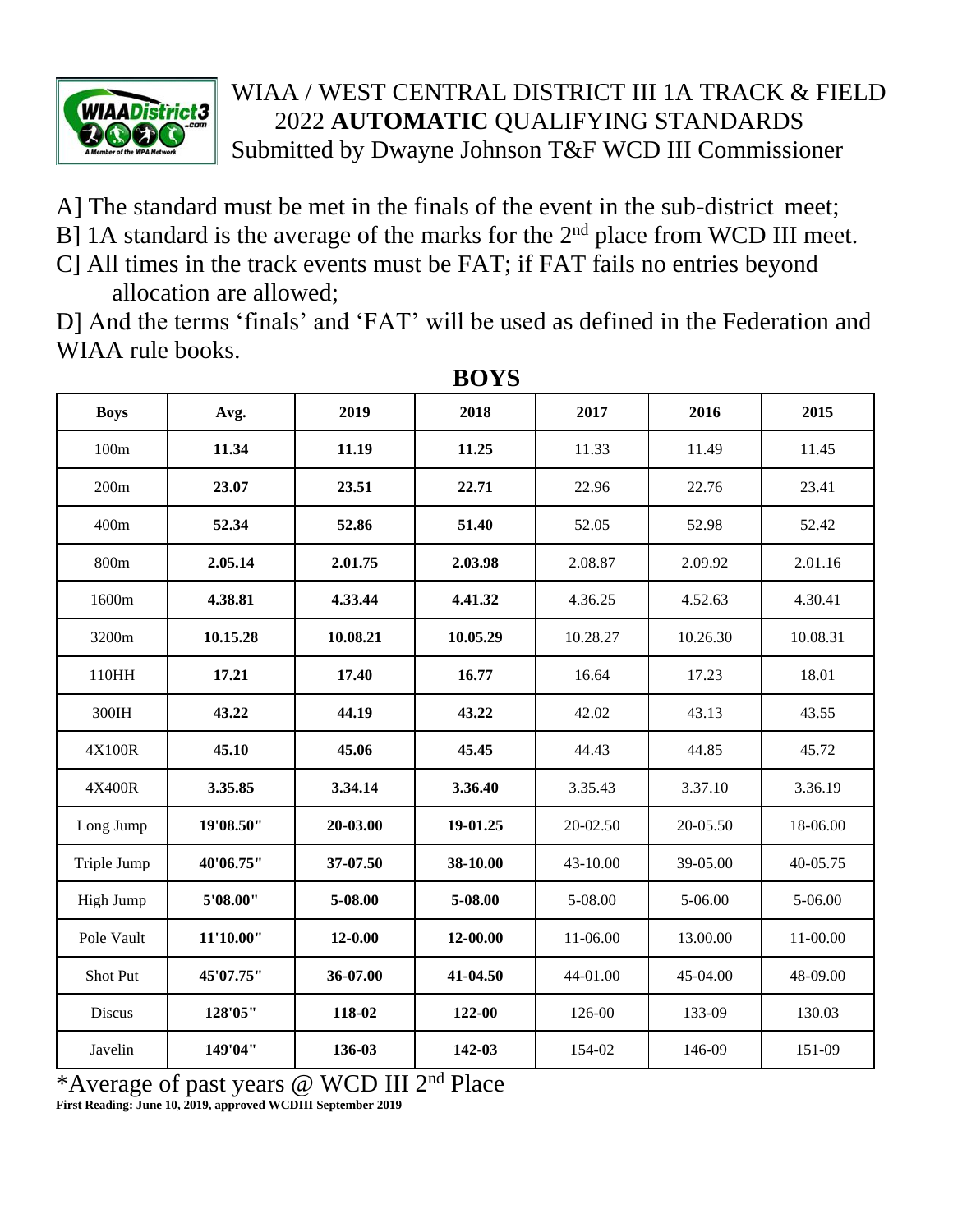# WIAA / WEST CENTRAL DISTRICT III 1A TRACK & FIELD 2022 **AUTOMATIC** QUALIFYING STANDARDS

Submitted by Dwayne Johnson T&F WCD III Commissioner

A] The standard must be met in the finals of the event in the sub-district meet;
B] 1A standard is the average of the marks for the 2nd place from WCD III meet.
C] All times in the track events must be FAT; if FAT fails no entries beyond allocation are allowed;
D] And the terms 'finals' and 'FAT' will be used as defined in the Federation and WIAA rule books.

## BOYS

| **Boys** | **Avg.** | **2019** | **2018** | **2017** | **2016** | **2015** |
|---|---|---|---|---|---|---|
| 100m | **11.34** | **11.19** | **11.25** | 11.33 | 11.49 | 11.45 |
| 200m | **23.07** | **23.51** | **22.71** | 22.96 | 22.76 | 23.41 |
| 400m | **52.34** | **52.86** | **51.40** | 52.05 | 52.98 | 52.42 |
| 800m | **2.05.14** | **2.01.75** | **2.03.98** | 2.08.87 | 2.09.92 | 2.01.16 |
| 1600m | **4.38.81** | **4.33.44** | **4.41.32** | 4.36.25 | 4.52.63 | 4.30.41 |
| 3200m | **10.15.28** | **10.08.21** | **10.05.29** | 10.28.27 | 10.26.30 | 10.08.31 |
| 110HH | **17.21** | **17.40** | **16.77** | 16.64 | 17.23 | 18.01 |
| 300IH | **43.22** | **44.19** | **43.22** | 42.02 | 43.13 | 43.55 |
| 4X100R | **45.10** | **45.06** | **45.45** | 44.43 | 44.85 | 45.72 |
| 4X400R | **3.35.85** | **3.34.14** | **3.36.40** | 3.35.43 | 3.37.10 | 3.36.19 |
| Long Jump | **19'08.50"** | **20-03.00** | **19-01.25** | 20-02.50 | 20-05.50 | 18-06.00 |
| Triple Jump | **40'06.75"** | **37-07.50** | **38-10.00** | 43-10.00 | 39-05.00 | 40-05.75 |
| High Jump | **5'08.00"** | **5-08.00** | **5-08.00** | 5-08.00 | 5-06.00 | 5-06.00 |
| Pole Vault | **11'10.00"** | **12-0.00** | **12-00.00** | 11-06.00 | 13.00.00 | 11-00.00 |
| Shot Put | **45'07.75"** | **36-07.00** | **41-04.50** | 44-01.00 | 45-04.00 | 48-09.00 |
| Discus | **128'05"** | **118-02** | **122-00** | 126-00 | 133-09 | 130.03 |
| Javelin | **149'04"** | **136-03** | **142-03** | 154-02 | 146-09 | 151-09 |

*Average of past years @ WCD III 2nd Place

**First Reading: June 10, 2019, approved WCDIII September 2019**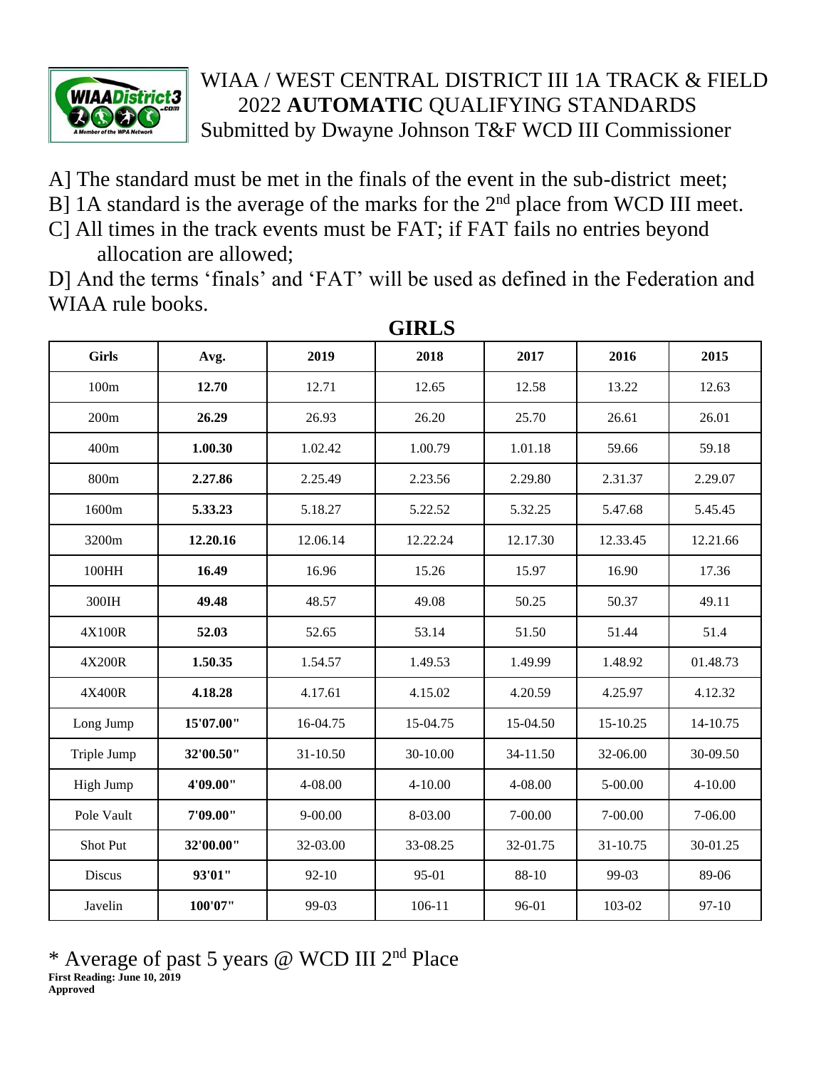# WIAA / WEST CENTRAL DISTRICT III 1A TRACK & FIELD 2022 **AUTOMATIC** QUALIFYING STANDARDS

Submitted by Dwayne Johnson T&F WCD III Commissioner

A] The standard must be met in the finals of the event in the sub-district meet;

B] 1A standard is the average of the marks for the 2nd place from WCD III meet.

C] All times in the track events must be FAT; if FAT fails no entries beyond allocation are allowed;

D] And the terms 'finals' and 'FAT' will be used as defined in the Federation and WIAA rule books.

## GIRLS

| Girls | Avg. | 2019 | 2018 | 2017 | 2016 | 2015 |
|---|---|---|---|---|---|---|
| 100m | **12.70** | 12.71 | 12.65 | 12.58 | 13.22 | 12.63 |
| 200m | **26.29** | 26.93 | 26.20 | 25.70 | 26.61 | 26.01 |
| 400m | **1.00.30** | 1.02.42 | 1.00.79 | 1.01.18 | 59.66 | 59.18 |
| 800m | **2.27.86** | 2.25.49 | 2.23.56 | 2.29.80 | 2.31.37 | 2.29.07 |
| 1600m | **5.33.23** | 5.18.27 | 5.22.52 | 5.32.25 | 5.47.68 | 5.45.45 |
| 3200m | **12.20.16** | 12.06.14 | 12.22.24 | 12.17.30 | 12.33.45 | 12.21.66 |
| 100HH | **16.49** | 16.96 | 15.26 | 15.97 | 16.90 | 17.36 |
| 300IH | **49.48** | 48.57 | 49.08 | 50.25 | 50.37 | 49.11 |
| 4X100R | **52.03** | 52.65 | 53.14 | 51.50 | 51.44 | 51.4 |
| 4X200R | **1.50.35** | 1.54.57 | 1.49.53 | 1.49.99 | 1.48.92 | 01.48.73 |
| 4X400R | **4.18.28** | 4.17.61 | 4.15.02 | 4.20.59 | 4.25.97 | 4.12.32 |
| Long Jump | **15'07.00"** | 16-04.75 | 15-04.75 | 15-04.50 | 15-10.25 | 14-10.75 |
| Triple Jump | **32'00.50"** | 31-10.50 | 30-10.00 | 34-11.50 | 32-06.00 | 30-09.50 |
| High Jump | **4'09.00"** | 4-08.00 | 4-10.00 | 4-08.00 | 5-00.00 | 4-10.00 |
| Pole Vault | **7'09.00"** | 9-00.00 | 8-03.00 | 7-00.00 | 7-00.00 | 7-06.00 |
| Shot Put | **32'00.00"** | 32-03.00 | 33-08.25 | 32-01.75 | 31-10.75 | 30-01.25 |
| Discus | **93'01"** | 92-10 | 95-01 | 88-10 | 99-03 | 89-06 |
| Javelin | **100'07"** | 99-03 | 106-11 | 96-01 | 103-02 | 97-10 |

* Average of past 5 years @ WCD III 2nd Place

**First Reading: June 10, 2019**

**Approved**